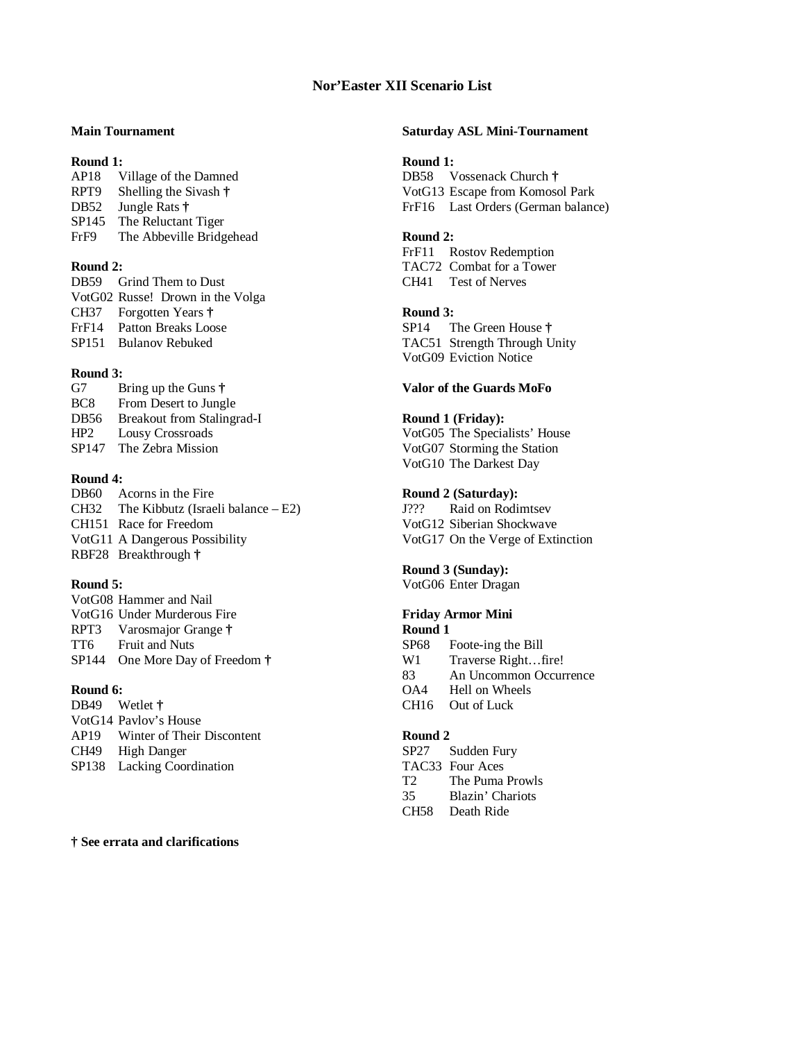# Nor'Easter XII Scenario List

## Main Tournament

**Round 1:**

AP18 Village of the Damned
RPT9 Shelling the Sivash †
DB52 Jungle Rats †
SP145 The Reluctant Tiger
FrF9 The Abbeville Bridgehead

**Round 2:**

DB59 Grind Them to Dust
VotG02 Russe! Drown in the Volga
CH37 Forgotten Years †
FrF14 Patton Breaks Loose
SP151 Bulanov Rebuked

**Round 3:**

G7 Bring up the Guns †
BC8 From Desert to Jungle
DB56 Breakout from Stalingrad-I
HP2 Lousy Crossroads
SP147 The Zebra Mission

**Round 4:**

DB60 Acorns in the Fire
CH32 The Kibbutz (Israeli balance – E2)
CH151 Race for Freedom
VotG11 A Dangerous Possibility
RBF28 Breakthrough †

**Round 5:**

VotG08 Hammer and Nail
VotG16 Under Murderous Fire
RPT3 Varosmajor Grange †
TT6 Fruit and Nuts
SP144 One More Day of Freedom †

**Round 6:**

DB49 Wetlet †
VotG14 Pavlov's House
AP19 Winter of Their Discontent
CH49 High Danger
SP138 Lacking Coordination

**† See errata and clarifications**

## Saturday ASL Mini-Tournament

**Round 1:**

DB58 Vossenack Church †
VotG13 Escape from Komosol Park
FrF16 Last Orders (German balance)

**Round 2:**

FrF11 Rostov Redemption
TAC72 Combat for a Tower
CH41 Test of Nerves

**Round 3:**

SP14 The Green House †
TAC51 Strength Through Unity
VotG09 Eviction Notice

## Valor of the Guards MoFo

**Round 1 (Friday):**

VotG05 The Specialists' House
VotG07 Storming the Station
VotG10 The Darkest Day

**Round 2 (Saturday):**

J??? Raid on Rodimtsev
VotG12 Siberian Shockwave
VotG17 On the Verge of Extinction

**Round 3 (Sunday):**

VotG06 Enter Dragan

## Friday Armor Mini

**Round 1**

SP68 Foote-ing the Bill
W1 Traverse Right…fire!
83 An Uncommon Occurrence
OA4 Hell on Wheels
CH16 Out of Luck

**Round 2**

SP27 Sudden Fury
TAC33 Four Aces
T2 The Puma Prowls
35 Blazin' Chariots
CH58 Death Ride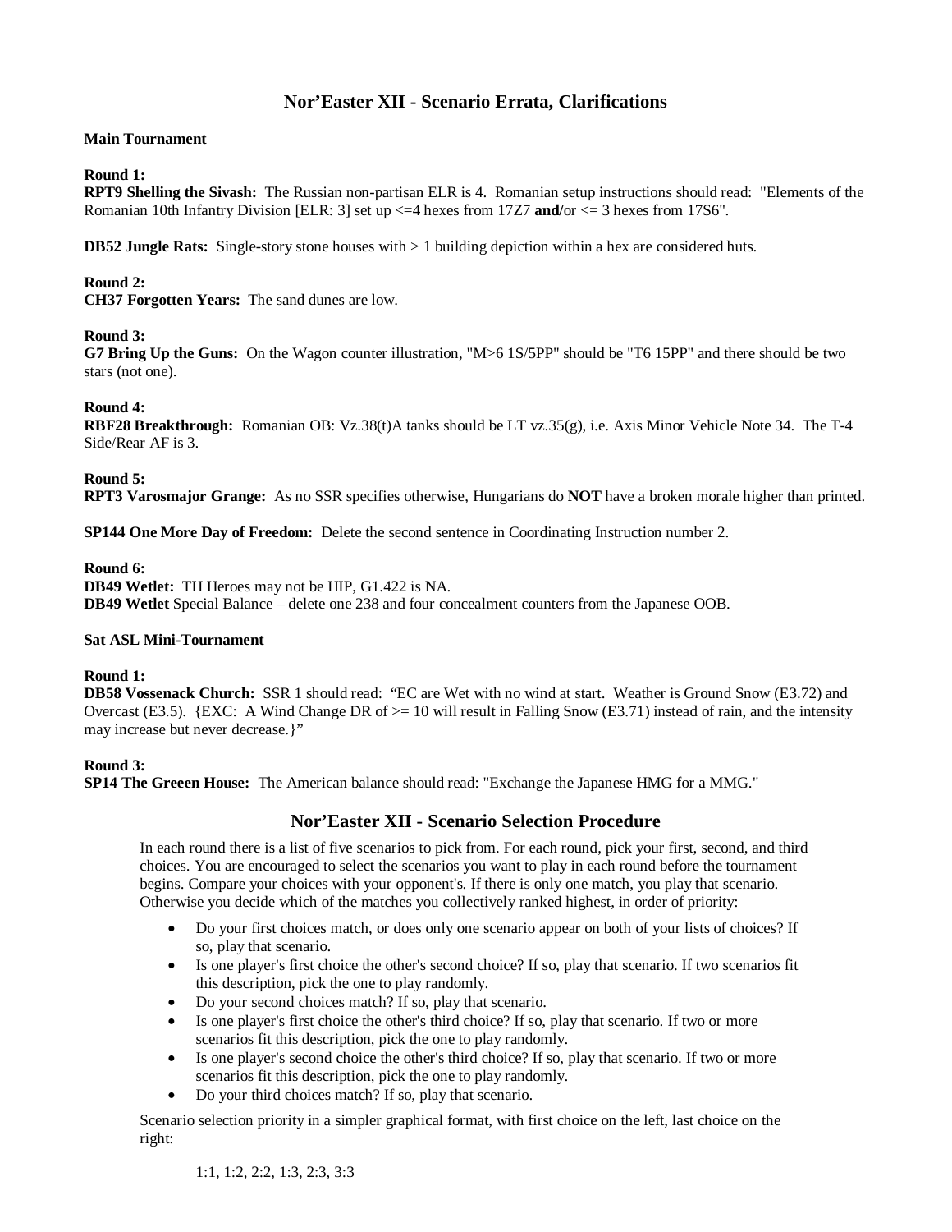# Nor'Easter XII - Scenario Errata, Clarifications

**Main Tournament**

**Round 1:**

**RPT9 Shelling the Sivash:** The Russian non-partisan ELR is 4. Romanian setup instructions should read: "Elements of the Romanian 10th Infantry Division [ELR: 3] set up <=4 hexes from 17Z7 **and**/or <= 3 hexes from 17S6".

**DB52 Jungle Rats:** Single-story stone houses with > 1 building depiction within a hex are considered huts.

**Round 2:**

**CH37 Forgotten Years:** The sand dunes are low.

**Round 3:**

**G7 Bring Up the Guns:** On the Wagon counter illustration, "M>6 1S/5PP" should be "T6 15PP" and there should be two stars (not one).

**Round 4:**

**RBF28 Breakthrough:** Romanian OB: Vz.38(t)A tanks should be LT vz.35(g), i.e. Axis Minor Vehicle Note 34. The T-4 Side/Rear AF is 3.

**Round 5:**

**RPT3 Varosmajor Grange:** As no SSR specifies otherwise, Hungarians do **NOT** have a broken morale higher than printed.

**SP144 One More Day of Freedom:** Delete the second sentence in Coordinating Instruction number 2.

**Round 6:**

**DB49 Wetlet:** TH Heroes may not be HIP, G1.422 is NA.
**DB49 Wetlet** Special Balance – delete one 238 and four concealment counters from the Japanese OOB.

**Sat ASL Mini-Tournament**

**Round 1:**

**DB58 Vossenack Church:** SSR 1 should read: "EC are Wet with no wind at start. Weather is Ground Snow (E3.72) and Overcast (E3.5). {EXC: A Wind Change DR of >= 10 will result in Falling Snow (E3.71) instead of rain, and the intensity may increase but never decrease.}"

**Round 3:**

**SP14 The Greeen House:** The American balance should read: "Exchange the Japanese HMG for a MMG."

## Nor'Easter XII - Scenario Selection Procedure

In each round there is a list of five scenarios to pick from. For each round, pick your first, second, and third choices. You are encouraged to select the scenarios you want to play in each round before the tournament begins. Compare your choices with your opponent's. If there is only one match, you play that scenario. Otherwise you decide which of the matches you collectively ranked highest, in order of priority:

- Do your first choices match, or does only one scenario appear on both of your lists of choices? If so, play that scenario.
- Is one player's first choice the other's second choice? If so, play that scenario. If two scenarios fit this description, pick the one to play randomly.
- Do your second choices match? If so, play that scenario.
- Is one player's first choice the other's third choice? If so, play that scenario. If two or more scenarios fit this description, pick the one to play randomly.
- Is one player's second choice the other's third choice? If so, play that scenario. If two or more scenarios fit this description, pick the one to play randomly.
- Do your third choices match? If so, play that scenario.

Scenario selection priority in a simpler graphical format, with first choice on the left, last choice on the right:

1:1, 1:2, 2:2, 1:3, 2:3, 3:3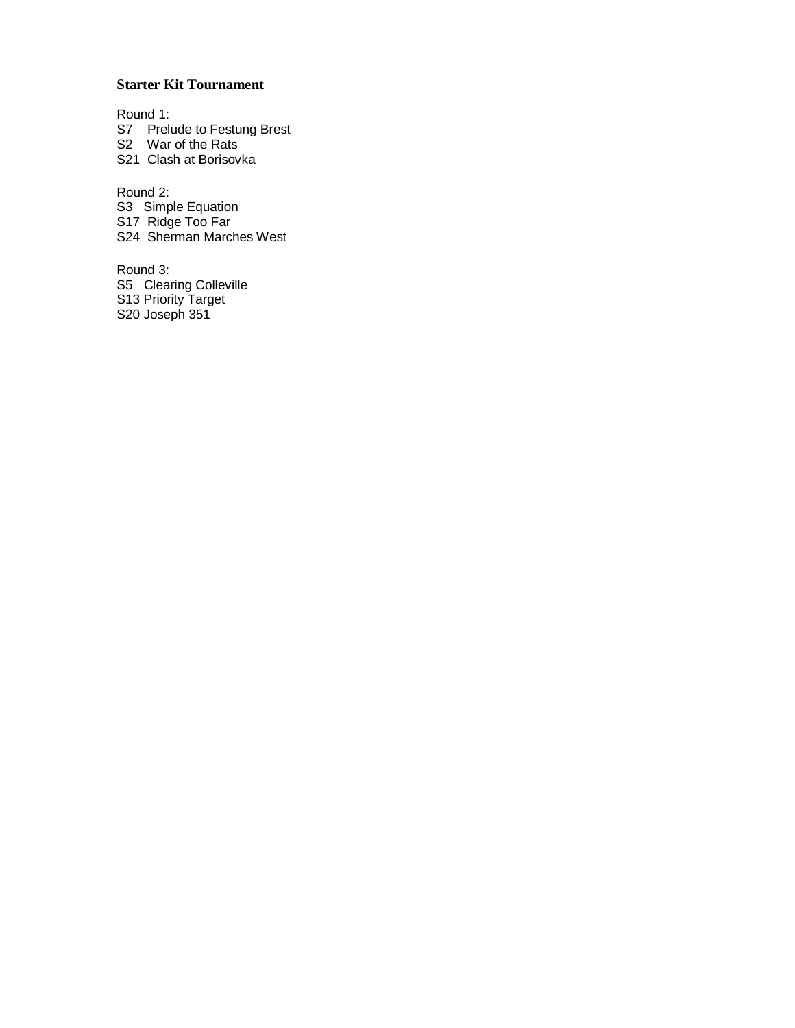### Starter Kit Tournament

Round 1:
S7 Prelude to Festung Brest
S2 War of the Rats
S21 Clash at Borisovka

Round 2:
S3 Simple Equation
S17 Ridge Too Far
S24 Sherman Marches West

Round 3:
S5 Clearing Colleville
S13 Priority Target
S20 Joseph 351